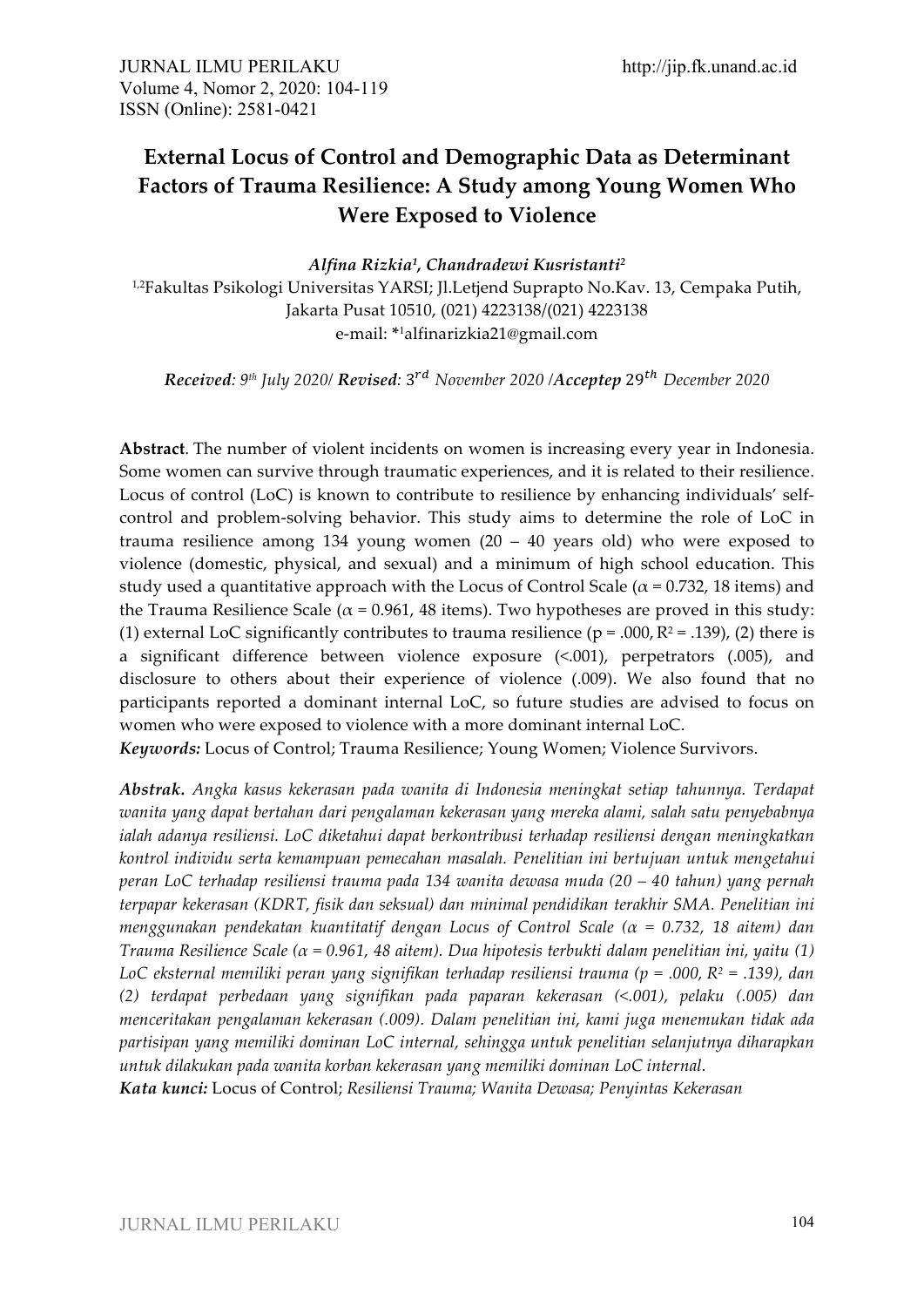# External Locus of Control and Demographic Data as Determinant Factors of Trauma Resilience: A Study among Young Women Who Were Exposed to Violence

***Alfina Rizkia[1], Chandradewi Kusristanti[2]***

[1,2]Fakultas Psikologi Universitas YARSI; Jl.Letjend Suprapto No.Kav. 13, Cempaka Putih, Jakarta Pusat 10510, (021) 4223138/(021) 4223138
e-mail: *[1]alfinarizkia21@gmail.com

***Received**: 9th July 2020/ **Revised**: 3rd November 2020 /**Acceptep** 29th December 2020*

**Abstract**. The number of violent incidents on women is increasing every year in Indonesia. Some women can survive through traumatic experiences, and it is related to their resilience. Locus of control (LoC) is known to contribute to resilience by enhancing individuals' self-control and problem-solving behavior. This study aims to determine the role of LoC in trauma resilience among 134 young women (20 – 40 years old) who were exposed to violence (domestic, physical, and sexual) and a minimum of high school education. This study used a quantitative approach with the Locus of Control Scale ($\alpha = 0.732$, 18 items) and the Trauma Resilience Scale ($\alpha = 0.961$, 48 items). Two hypotheses are proved in this study: (1) external LoC significantly contributes to trauma resilience ($p = .000$, $R^2 = .139$), (2) there is a significant difference between violence exposure (<.001), perpetrators (.005), and disclosure to others about their experience of violence (.009). We also found that no participants reported a dominant internal LoC, so future studies are advised to focus on women who were exposed to violence with a more dominant internal LoC.
***Keywords:*** Locus of Control; Trauma Resilience; Young Women; Violence Survivors.

***Abstrak.*** *Angka kasus kekerasan pada wanita di Indonesia meningkat setiap tahunnya. Terdapat wanita yang dapat bertahan dari pengalaman kekerasan yang mereka alami, salah satu penyebabnya ialah adanya resiliensi. LoC diketahui dapat berkontribusi terhadap resiliensi dengan meningkatkan kontrol individu serta kemampuan pemecahan masalah. Penelitian ini bertujuan untuk mengetahui peran LoC terhadap resiliensi trauma pada 134 wanita dewasa muda (20 – 40 tahun) yang pernah terpapar kekerasan (KDRT, fisik dan seksual) dan minimal pendidikan terakhir SMA. Penelitian ini menggunakan pendekatan kuantitatif dengan Locus of Control Scale ($\alpha = 0.732$, 18 aitem) dan Trauma Resilience Scale ($\alpha = 0.961$, 48 aitem). Dua hipotesis terbukti dalam penelitian ini, yaitu (1) LoC eksternal memiliki peran yang signifikan terhadap resiliensi trauma ($p = .000$, $R^2 = .139$), dan (2) terdapat perbedaan yang signifikan pada paparan kekerasan (<.001), pelaku (.005) dan menceritakan pengalaman kekerasan (.009). Dalam penelitian ini, kami juga menemukan tidak ada partisipan yang memiliki dominan LoC internal, sehingga untuk penelitian selanjutnya diharapkan untuk dilakukan pada wanita korban kekerasan yang memiliki dominan LoC internal.*
***Kata kunci:*** Locus of Control; *Resiliensi Trauma; Wanita Dewasa; Penyintas Kekerasan*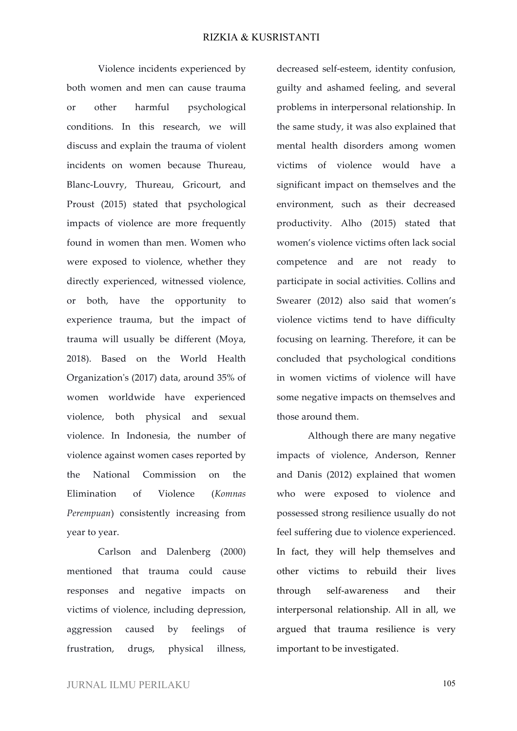Violence incidents experienced by both women and men can cause trauma or other harmful psychological conditions. In this research, we will discuss and explain the trauma of violent incidents on women because Thureau, Blanc-Louvry, Thureau, Gricourt, and Proust (2015) stated that psychological impacts of violence are more frequently found in women than men. Women who were exposed to violence, whether they directly experienced, witnessed violence, or both, have the opportunity to experience trauma, but the impact of trauma will usually be different (Moya, 2018). Based on the World Health Organization's (2017) data, around 35% of women worldwide have experienced violence, both physical and sexual violence. In Indonesia, the number of violence against women cases reported by the National Commission on the Elimination of Violence (*Komnas Perempuan*) consistently increasing from year to year.

Carlson and Dalenberg (2000) mentioned that trauma could cause responses and negative impacts on victims of violence, including depression, aggression caused by feelings of frustration, drugs, physical illness, decreased self-esteem, identity confusion, guilty and ashamed feeling, and several problems in interpersonal relationship. In the same study, it was also explained that mental health disorders among women victims of violence would have a significant impact on themselves and the environment, such as their decreased productivity. Alho (2015) stated that women's violence victims often lack social competence and are not ready to participate in social activities. Collins and Swearer (2012) also said that women's violence victims tend to have difficulty focusing on learning. Therefore, it can be concluded that psychological conditions in women victims of violence will have some negative impacts on themselves and those around them.

Although there are many negative impacts of violence, Anderson, Renner and Danis (2012) explained that women who were exposed to violence and possessed strong resilience usually do not feel suffering due to violence experienced. In fact, they will help themselves and other victims to rebuild their lives through self-awareness and their interpersonal relationship. All in all, we argued that trauma resilience is very important to be investigated.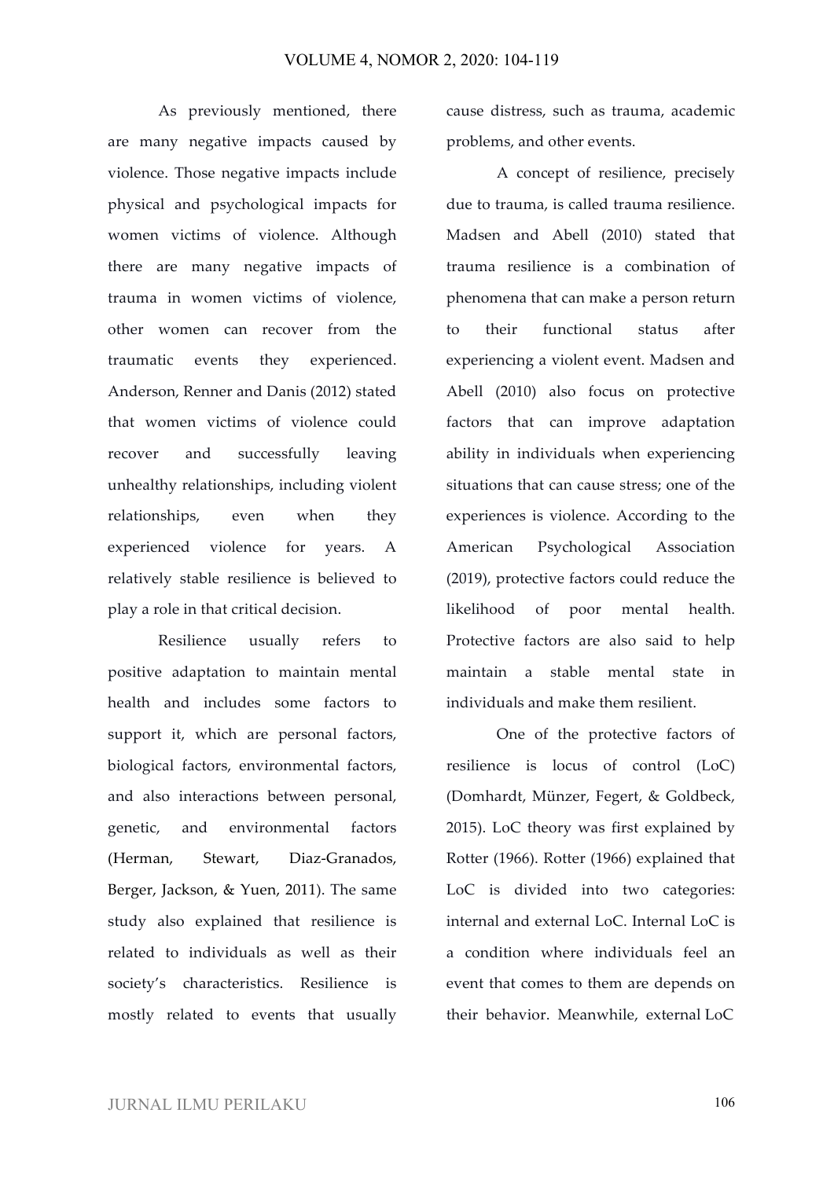As previously mentioned, there are many negative impacts caused by violence. Those negative impacts include physical and psychological impacts for women victims of violence. Although there are many negative impacts of trauma in women victims of violence, other women can recover from the traumatic events they experienced. Anderson, Renner and Danis (2012) stated that women victims of violence could recover and successfully leaving unhealthy relationships, including violent relationships, even when they experienced violence for years. A relatively stable resilience is believed to play a role in that critical decision.

Resilience usually refers to positive adaptation to maintain mental health and includes some factors to support it, which are personal factors, biological factors, environmental factors, and also interactions between personal, genetic, and environmental factors (Herman, Stewart, Diaz-Granados, Berger, Jackson, & Yuen, 2011). The same study also explained that resilience is related to individuals as well as their society's characteristics. Resilience is mostly related to events that usually cause distress, such as trauma, academic problems, and other events.

A concept of resilience, precisely due to trauma, is called trauma resilience. Madsen and Abell (2010) stated that trauma resilience is a combination of phenomena that can make a person return to their functional status after experiencing a violent event. Madsen and Abell (2010) also focus on protective factors that can improve adaptation ability in individuals when experiencing situations that can cause stress; one of the experiences is violence. According to the American Psychological Association (2019), protective factors could reduce the likelihood of poor mental health. Protective factors are also said to help maintain a stable mental state in individuals and make them resilient.

One of the protective factors of resilience is locus of control (LoC) (Domhardt, Münzer, Fegert, & Goldbeck, 2015). LoC theory was first explained by Rotter (1966). Rotter (1966) explained that LoC is divided into two categories: internal and external LoC. Internal LoC is a condition where individuals feel an event that comes to them are depends on their behavior. Meanwhile, external LoC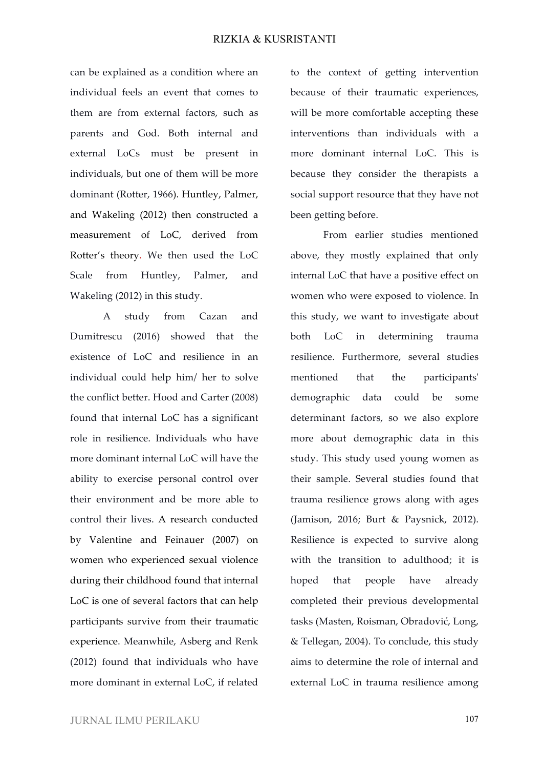can be explained as a condition where an individual feels an event that comes to them are from external factors, such as parents and God. Both internal and external LoCs must be present in individuals, but one of them will be more dominant (Rotter, 1966). Huntley, Palmer, and Wakeling (2012) then constructed a measurement of LoC, derived from Rotter's theory. We then used the LoC Scale from Huntley, Palmer, and Wakeling (2012) in this study.

A study from Cazan and Dumitrescu (2016) showed that the existence of LoC and resilience in an individual could help him/ her to solve the conflict better. Hood and Carter (2008) found that internal LoC has a significant role in resilience. Individuals who have more dominant internal LoC will have the ability to exercise personal control over their environment and be more able to control their lives. A research conducted by Valentine and Feinauer (2007) on women who experienced sexual violence during their childhood found that internal LoC is one of several factors that can help participants survive from their traumatic experience. Meanwhile, Asberg and Renk (2012) found that individuals who have more dominant in external LoC, if related to the context of getting intervention because of their traumatic experiences, will be more comfortable accepting these interventions than individuals with a more dominant internal LoC. This is because they consider the therapists a social support resource that they have not been getting before.

From earlier studies mentioned above, they mostly explained that only internal LoC that have a positive effect on women who were exposed to violence. In this study, we want to investigate about both LoC in determining trauma resilience. Furthermore, several studies mentioned that the participants' demographic data could be some determinant factors, so we also explore more about demographic data in this study. This study used young women as their sample. Several studies found that trauma resilience grows along with ages (Jamison, 2016; Burt & Paysnick, 2012). Resilience is expected to survive along with the transition to adulthood; it is hoped that people have already completed their previous developmental tasks (Masten, Roisman, Obradović, Long, & Tellegan, 2004). To conclude, this study aims to determine the role of internal and external LoC in trauma resilience among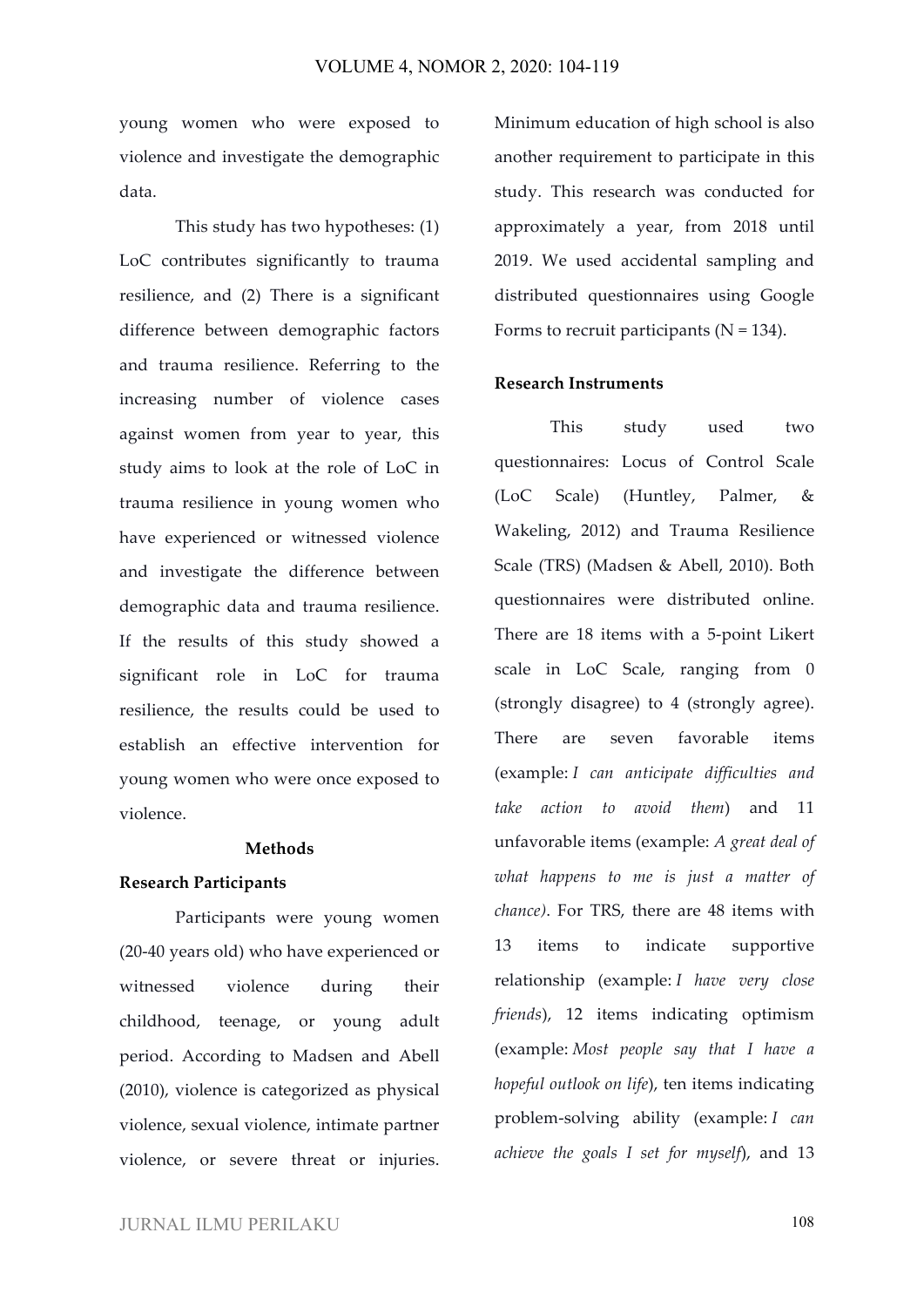young women who were exposed to violence and investigate the demographic data.

This study has two hypotheses: (1) LoC contributes significantly to trauma resilience, and (2) There is a significant difference between demographic factors and trauma resilience. Referring to the increasing number of violence cases against women from year to year, this study aims to look at the role of LoC in trauma resilience in young women who have experienced or witnessed violence and investigate the difference between demographic data and trauma resilience. If the results of this study showed a significant role in LoC for trauma resilience, the results could be used to establish an effective intervention for young women who were once exposed to violence.

## Methods

### Research Participants

Participants were young women (20-40 years old) who have experienced or witnessed violence during their childhood, teenage, or young adult period. According to Madsen and Abell (2010), violence is categorized as physical violence, sexual violence, intimate partner violence, or severe threat or injuries. Minimum education of high school is also another requirement to participate in this study. This research was conducted for approximately a year, from 2018 until 2019. We used accidental sampling and distributed questionnaires using Google Forms to recruit participants (N = 134).

### Research Instruments

This study used two questionnaires: Locus of Control Scale (LoC Scale) (Huntley, Palmer, & Wakeling, 2012) and Trauma Resilience Scale (TRS) (Madsen & Abell, 2010). Both questionnaires were distributed online. There are 18 items with a 5-point Likert scale in LoC Scale, ranging from 0 (strongly disagree) to 4 (strongly agree). There are seven favorable items (example: *I can anticipate difficulties and take action to avoid them*) and 11 unfavorable items (example: *A great deal of what happens to me is just a matter of chance)*. For TRS, there are 48 items with 13 items to indicate supportive relationship (example: *I have very close friends*), 12 items indicating optimism (example: *Most people say that I have a hopeful outlook on life*), ten items indicating problem-solving ability (example: *I can achieve the goals I set for myself*), and 13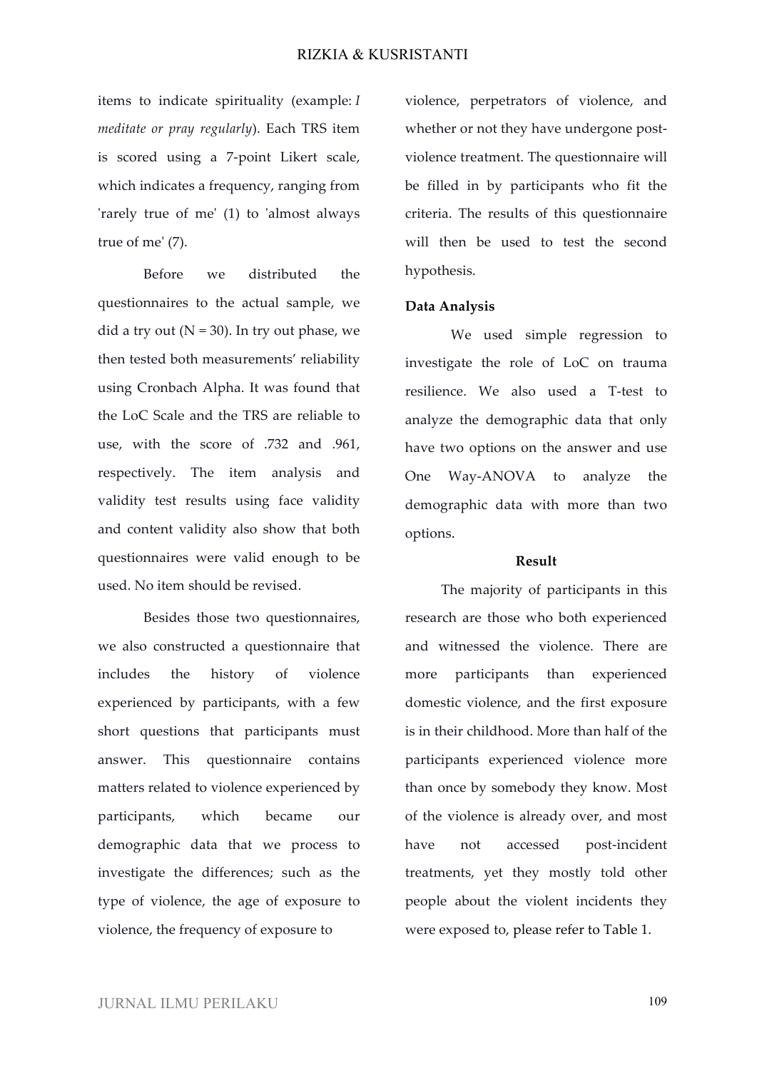items to indicate spirituality (example: *I meditate or pray regularly*). Each TRS item is scored using a 7-point Likert scale, which indicates a frequency, ranging from 'rarely true of me' (1) to 'almost always true of me' (7).

Before we distributed the questionnaires to the actual sample, we did a try out (N = 30). In try out phase, we then tested both measurements' reliability using Cronbach Alpha. It was found that the LoC Scale and the TRS are reliable to use, with the score of .732 and .961, respectively. The item analysis and validity test results using face validity and content validity also show that both questionnaires were valid enough to be used. No item should be revised.

Besides those two questionnaires, we also constructed a questionnaire that includes the history of violence experienced by participants, with a few short questions that participants must answer. This questionnaire contains matters related to violence experienced by participants, which became our demographic data that we process to investigate the differences; such as the type of violence, the age of exposure to violence, the frequency of exposure to violence, perpetrators of violence, and whether or not they have undergone post-violence treatment. The questionnaire will be filled in by participants who fit the criteria. The results of this questionnaire will then be used to test the second hypothesis.

### Data Analysis

We used simple regression to investigate the role of LoC on trauma resilience. We also used a T-test to analyze the demographic data that only have two options on the answer and use One Way-ANOVA to analyze the demographic data with more than two options.

## Result

The majority of participants in this research are those who both experienced and witnessed the violence. There are more participants than experienced domestic violence, and the first exposure is in their childhood. More than half of the participants experienced violence more than once by somebody they know. Most of the violence is already over, and most have not accessed post-incident treatments, yet they mostly told other people about the violent incidents they were exposed to, please refer to Table 1.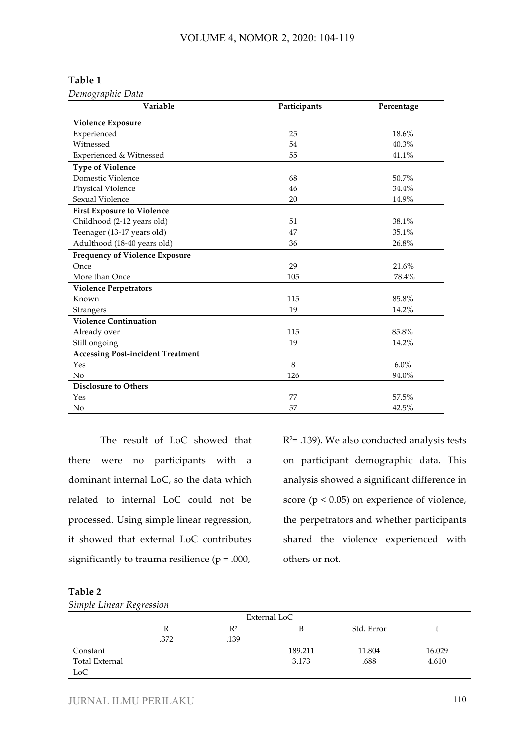**Table 1**

*Demographic Data*

| Variable | Participants | Percentage |
|---|---|---|
| **Violence Exposure** | | |
| Experienced | 25 | 18.6% |
| Witnessed | 54 | 40.3% |
| Experienced & Witnessed | 55 | 41.1% |
| **Type of Violence** | | |
| Domestic Violence | 68 | 50.7% |
| Physical Violence | 46 | 34.4% |
| Sexual Violence | 20 | 14.9% |
| **First Exposure to Violence** | | |
| Childhood (2-12 years old) | 51 | 38.1% |
| Teenager (13-17 years old) | 47 | 35.1% |
| Adulthood (18-40 years old) | 36 | 26.8% |
| **Frequency of Violence Exposure** | | |
| Once | 29 | 21.6% |
| More than Once | 105 | 78.4% |
| **Violence Perpetrators** | | |
| Known | 115 | 85.8% |
| Strangers | 19 | 14.2% |
| **Violence Continuation** | | |
| Already over | 115 | 85.8% |
| Still ongoing | 19 | 14.2% |
| **Accessing Post-incident Treatment** | | |
| Yes | 8 | 6.0% |
| No | 126 | 94.0% |
| **Disclosure to Others** | | |
| Yes | 77 | 57.5% |
| No | 57 | 42.5% |

The result of LoC showed that there were no participants with a dominant internal LoC, so the data which related to internal LoC could not be processed. Using simple linear regression, it showed that external LoC contributes significantly to trauma resilience ($p = .000$, $R^2 = .139$). We also conducted analysis tests on participant demographic data. This analysis showed a significant difference in score ($p < 0.05$) on experience of violence, the perpetrators and whether participants shared the violence experienced with others or not.

**Table 2**

*Simple Linear Regression*

| | External LoC | | | | |
|---|---|---|---|---|---|
| | R | $R^2$ | B | Std. Error | t |
| | .372 | .139 | | | |
| Constant | | | 189.211 | 11.804 | 16.029 |
| Total External LoC | | | 3.173 | .688 | 4.610 |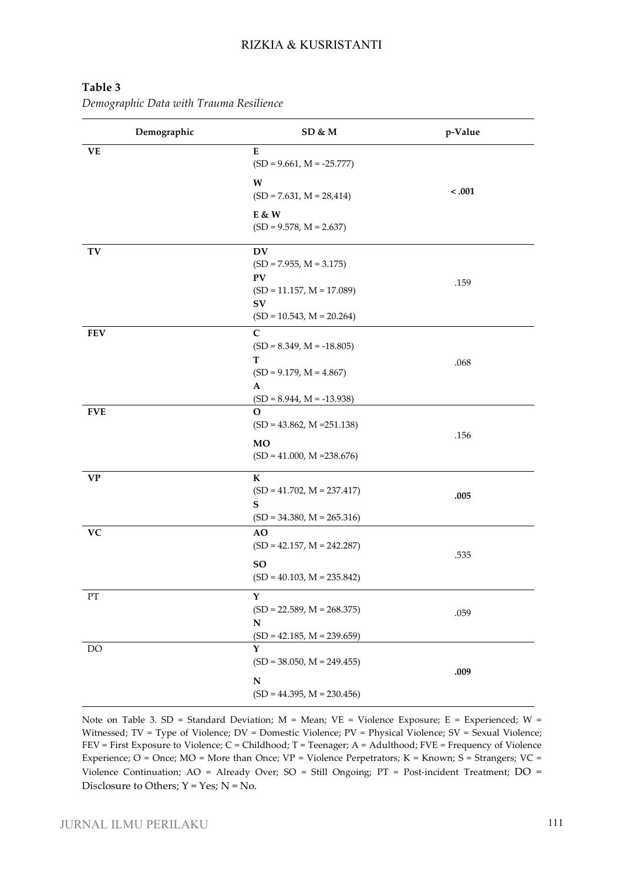**Table 3**

*Demographic Data with Trauma Resilience*

| Demographic | SD & M | p-Value |
|---|---|---|
| **VE** | **E** (SD = 9.661, M = -25.777) | **< .001** |
| | **W** (SD = 7.631, M = 28,414) | |
| | **E & W** (SD = 9.578, M = 2.637) | |
| **TV** | **DV** (SD = 7.955, M = 3.175) | .159 |
| | **PV** (SD = 11.157, M = 17.089) | |
| | **SV** (SD = 10.543, M = 20.264) | |
| **FEV** | **C** (SD = 8.349, M = -18.805) | .068 |
| | **T** (SD = 9.179, M = 4.867) | |
| | **A** (SD = 8.944, M = -13.938) | |
| **FVE** | **O** (SD = 43.862, M =251.138) | .156 |
| | **MO** (SD = 41.000, M =238.676) | |
| **VP** | **K** (SD = 41.702, M = 237.417) | **.005** |
| | **S** (SD = 34.380, M = 265.316) | |
| **VC** | **AO** (SD = 42.157, M = 242.287) | .535 |
| | **SO** (SD = 40.103, M = 235.842) | |
| PT | **Y** (SD = 22.589, M = 268.375) | .059 |
| | **N** (SD = 42.185, M = 239.659) | |
| DO | **Y** (SD = 38.050, M = 249.455) | **.009** |
| | **N** (SD = 44.395, M = 230.456) | |

Note on Table 3. SD = Standard Deviation; M = Mean; VE = Violence Exposure; E = Experienced; W = Witnessed; TV = Type of Violence; DV = Domestic Violence; PV = Physical Violence; SV = Sexual Violence; FEV = First Exposure to Violence; C = Childhood; T = Teenager; A = Adulthood; FVE = Frequency of Violence Experience; O = Once; MO = More than Once; VP = Violence Perpetrators; K = Known; S = Strangers; VC = Violence Continuation; AO = Already Over; SO = Still Ongoing; PT = Post-incident Treatment; DO = Disclosure to Others; Y = Yes; N = No.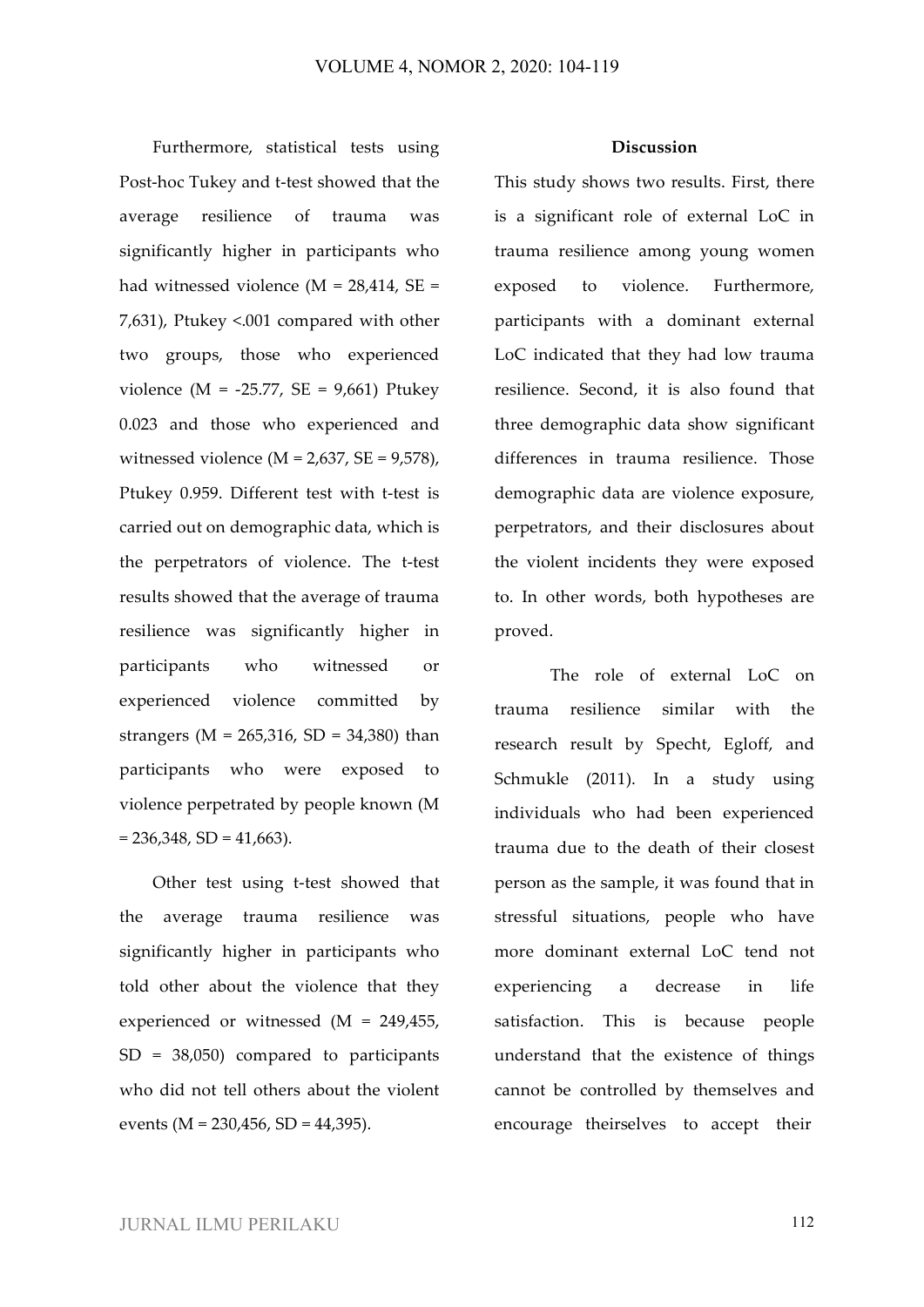Furthermore, statistical tests using Post-hoc Tukey and t-test showed that the average resilience of trauma was significantly higher in participants who had witnessed violence ($M = 28,414$, $SE = 7,631$), Ptukey <.001 compared with other two groups, those who experienced violence ($M = -25.77$, $SE = 9,661$) Ptukey 0.023 and those who experienced and witnessed violence ($M = 2,637$, $SE = 9,578$), Ptukey 0.959. Different test with t-test is carried out on demographic data, which is the perpetrators of violence. The t-test results showed that the average of trauma resilience was significantly higher in participants who witnessed or experienced violence committed by strangers ($M = 265,316$, $SD = 34,380$) than participants who were exposed to violence perpetrated by people known ($M = 236,348$, $SD = 41,663$).

Other test using t-test showed that the average trauma resilience was significantly higher in participants who told other about the violence that they experienced or witnessed ($M = 249,455$, $SD = 38,050$) compared to participants who did not tell others about the violent events ($M = 230,456$, $SD = 44,395$).

**Discussion**

This study shows two results. First, there is a significant role of external LoC in trauma resilience among young women exposed to violence. Furthermore, participants with a dominant external LoC indicated that they had low trauma resilience. Second, it is also found that three demographic data show significant differences in trauma resilience. Those demographic data are violence exposure, perpetrators, and their disclosures about the violent incidents they were exposed to. In other words, both hypotheses are proved.

The role of external LoC on trauma resilience similar with the research result by Specht, Egloff, and Schmukle (2011). In a study using individuals who had been experienced trauma due to the death of their closest person as the sample, it was found that in stressful situations, people who have more dominant external LoC tend not experiencing a decrease in life satisfaction. This is because people understand that the existence of things cannot be controlled by themselves and encourage theirselves to accept their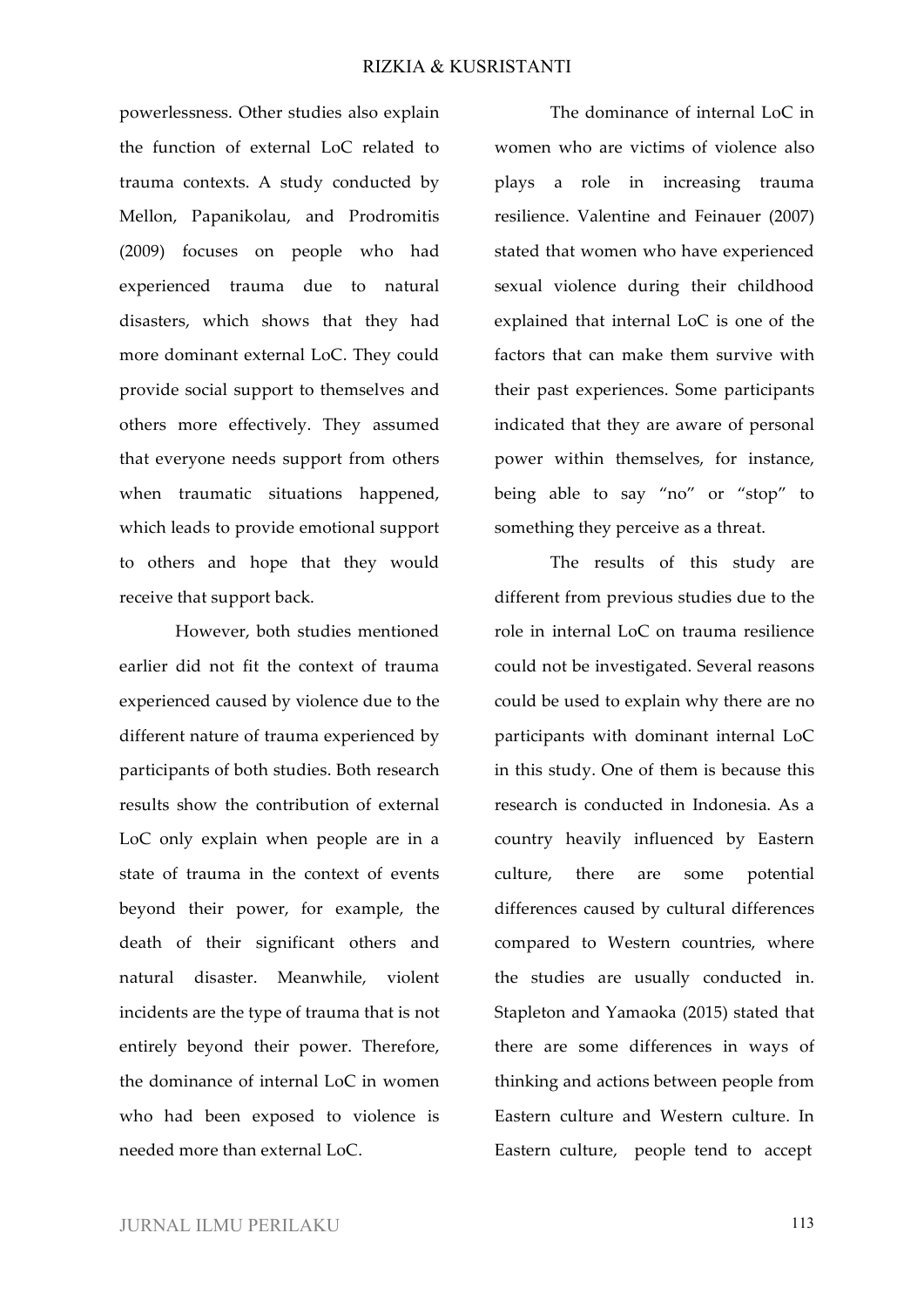powerlessness. Other studies also explain the function of external LoC related to trauma contexts. A study conducted by Mellon, Papanikolau, and Prodromitis (2009) focuses on people who had experienced trauma due to natural disasters, which shows that they had more dominant external LoC. They could provide social support to themselves and others more effectively. They assumed that everyone needs support from others when traumatic situations happened, which leads to provide emotional support to others and hope that they would receive that support back.

However, both studies mentioned earlier did not fit the context of trauma experienced caused by violence due to the different nature of trauma experienced by participants of both studies. Both research results show the contribution of external LoC only explain when people are in a state of trauma in the context of events beyond their power, for example, the death of their significant others and natural disaster. Meanwhile, violent incidents are the type of trauma that is not entirely beyond their power. Therefore, the dominance of internal LoC in women who had been exposed to violence is needed more than external LoC.

The dominance of internal LoC in women who are victims of violence also plays a role in increasing trauma resilience. Valentine and Feinauer (2007) stated that women who have experienced sexual violence during their childhood explained that internal LoC is one of the factors that can make them survive with their past experiences. Some participants indicated that they are aware of personal power within themselves, for instance, being able to say "no" or "stop" to something they perceive as a threat.

The results of this study are different from previous studies due to the role in internal LoC on trauma resilience could not be investigated. Several reasons could be used to explain why there are no participants with dominant internal LoC in this study. One of them is because this research is conducted in Indonesia. As a country heavily influenced by Eastern culture, there are some potential differences caused by cultural differences compared to Western countries, where the studies are usually conducted in. Stapleton and Yamaoka (2015) stated that there are some differences in ways of thinking and actions between people from Eastern culture and Western culture. In Eastern culture, people tend to accept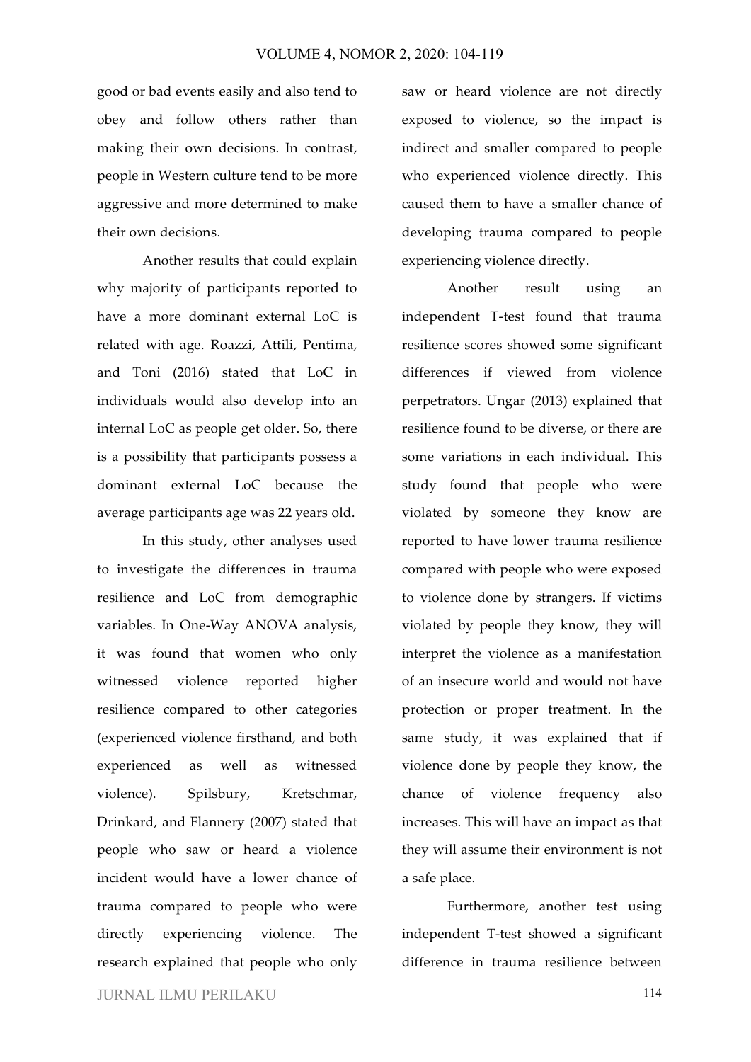good or bad events easily and also tend to obey and follow others rather than making their own decisions. In contrast, people in Western culture tend to be more aggressive and more determined to make their own decisions.

Another results that could explain why majority of participants reported to have a more dominant external LoC is related with age. Roazzi, Attili, Pentima, and Toni (2016) stated that LoC in individuals would also develop into an internal LoC as people get older. So, there is a possibility that participants possess a dominant external LoC because the average participants age was 22 years old.

In this study, other analyses used to investigate the differences in trauma resilience and LoC from demographic variables. In One-Way ANOVA analysis, it was found that women who only witnessed violence reported higher resilience compared to other categories (experienced violence firsthand, and both experienced as well as witnessed violence). Spilsbury, Kretschmar, Drinkard, and Flannery (2007) stated that people who saw or heard a violence incident would have a lower chance of trauma compared to people who were directly experiencing violence. The research explained that people who only saw or heard violence are not directly exposed to violence, so the impact is indirect and smaller compared to people who experienced violence directly. This caused them to have a smaller chance of developing trauma compared to people experiencing violence directly.

Another result using an independent T-test found that trauma resilience scores showed some significant differences if viewed from violence perpetrators. Ungar (2013) explained that resilience found to be diverse, or there are some variations in each individual. This study found that people who were violated by someone they know are reported to have lower trauma resilience compared with people who were exposed to violence done by strangers. If victims violated by people they know, they will interpret the violence as a manifestation of an insecure world and would not have protection or proper treatment. In the same study, it was explained that if violence done by people they know, the chance of violence frequency also increases. This will have an impact as that they will assume their environment is not a safe place.

Furthermore, another test using independent T-test showed a significant difference in trauma resilience between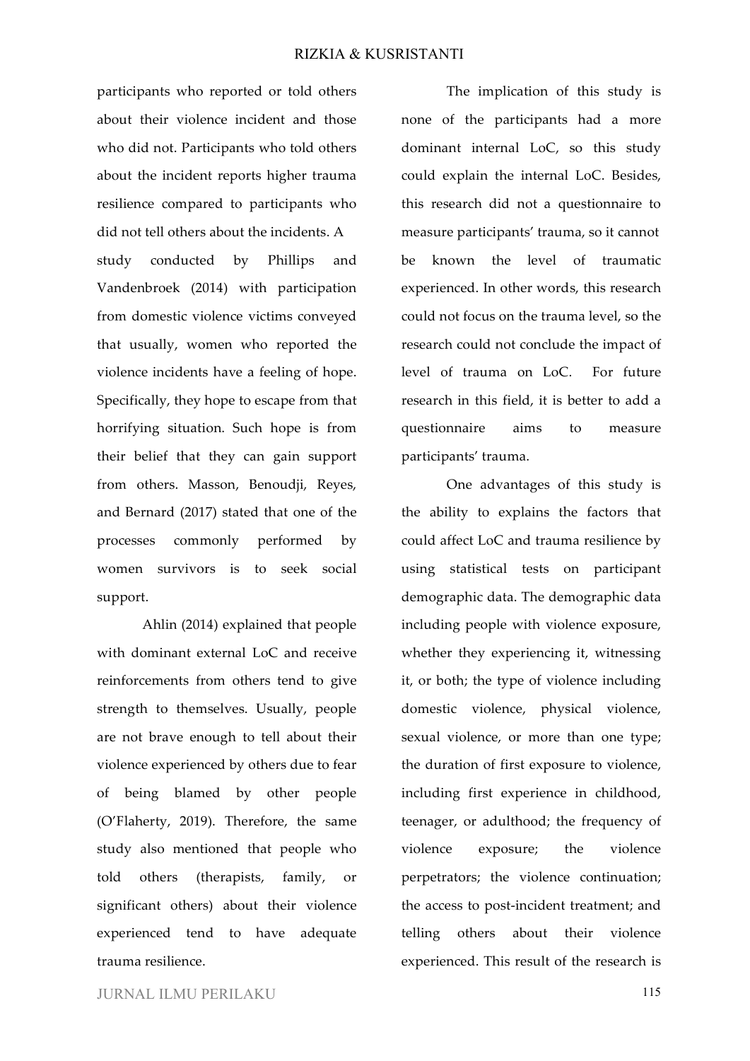participants who reported or told others about their violence incident and those who did not. Participants who told others about the incident reports higher trauma resilience compared to participants who did not tell others about the incidents. A study conducted by Phillips and Vandenbroek (2014) with participation from domestic violence victims conveyed that usually, women who reported the violence incidents have a feeling of hope. Specifically, they hope to escape from that horrifying situation. Such hope is from their belief that they can gain support from others. Masson, Benoudji, Reyes, and Bernard (2017) stated that one of the processes commonly performed by women survivors is to seek social support.

Ahlin (2014) explained that people with dominant external LoC and receive reinforcements from others tend to give strength to themselves. Usually, people are not brave enough to tell about their violence experienced by others due to fear of being blamed by other people (O'Flaherty, 2019). Therefore, the same study also mentioned that people who told others (therapists, family, or significant others) about their violence experienced tend to have adequate trauma resilience.

The implication of this study is none of the participants had a more dominant internal LoC, so this study could explain the internal LoC. Besides, this research did not a questionnaire to measure participants' trauma, so it cannot be known the level of traumatic experienced. In other words, this research could not focus on the trauma level, so the research could not conclude the impact of level of trauma on LoC. For future research in this field, it is better to add a questionnaire aims to measure participants' trauma.

One advantages of this study is the ability to explains the factors that could affect LoC and trauma resilience by using statistical tests on participant demographic data. The demographic data including people with violence exposure, whether they experiencing it, witnessing it, or both; the type of violence including domestic violence, physical violence, sexual violence, or more than one type; the duration of first exposure to violence, including first experience in childhood, teenager, or adulthood; the frequency of violence exposure; the violence perpetrators; the violence continuation; the access to post-incident treatment; and telling others about their violence experienced. This result of the research is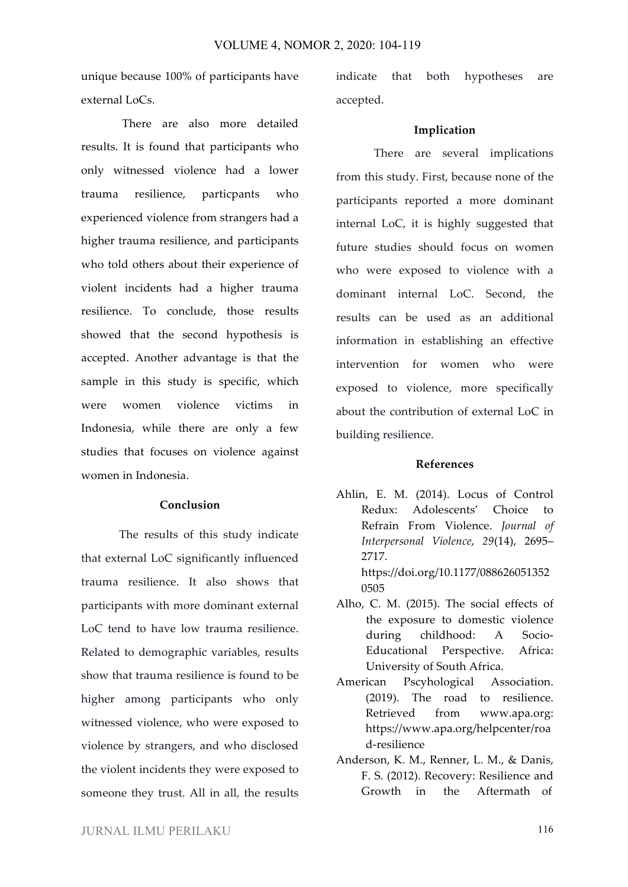unique because 100% of participants have external LoCs.

There are also more detailed results. It is found that participants who only witnessed violence had a lower trauma resilience, particpants who experienced violence from strangers had a higher trauma resilience, and participants who told others about their experience of violent incidents had a higher trauma resilience. To conclude, those results showed that the second hypothesis is accepted. Another advantage is that the sample in this study is specific, which were women violence victims in Indonesia, while there are only a few studies that focuses on violence against women in Indonesia.

## Conclusion

The results of this study indicate that external LoC significantly influenced trauma resilience. It also shows that participants with more dominant external LoC tend to have low trauma resilience. Related to demographic variables, results show that trauma resilience is found to be higher among participants who only witnessed violence, who were exposed to violence by strangers, and who disclosed the violent incidents they were exposed to someone they trust. All in all, the results indicate that both hypotheses are accepted.

## Implication

There are several implications from this study. First, because none of the participants reported a more dominant internal LoC, it is highly suggested that future studies should focus on women who were exposed to violence with a dominant internal LoC. Second, the results can be used as an additional information in establishing an effective intervention for women who were exposed to violence, more specifically about the contribution of external LoC in building resilience.

## References

Ahlin, E. M. (2014). Locus of Control Redux: Adolescents' Choice to Refrain From Violence. *Journal of Interpersonal Violence*, *29*(14), 2695–2717. https://doi.org/10.1177/0886260513520505

Alho, C. M. (2015). The social effects of the exposure to domestic violence during childhood: A Socio-Educational Perspective. Africa: University of South Africa.

American Pscyhological Association. (2019). The road to resilience. Retrieved from www.apa.org: https://www.apa.org/helpcenter/road-resilience

Anderson, K. M., Renner, L. M., & Danis, F. S. (2012). Recovery: Resilience and Growth in the Aftermath of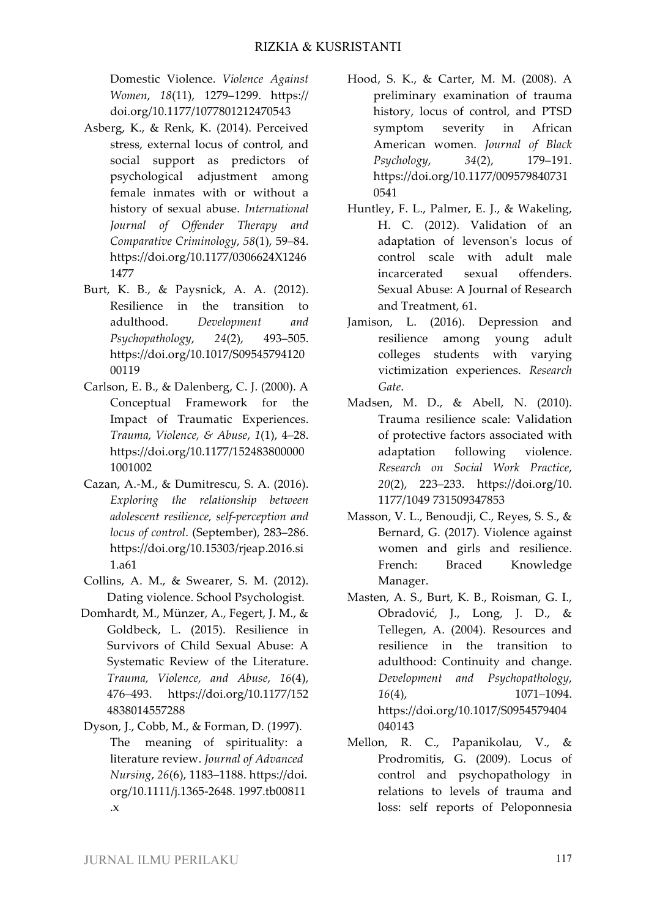Domestic Violence. *Violence Against Women*, *18*(11), 1279–1299. https://doi.org/10.1177/1077801212470543

Asberg, K., & Renk, K. (2014). Perceived stress, external locus of control, and social support as predictors of psychological adjustment among female inmates with or without a history of sexual abuse. *International Journal of Offender Therapy and Comparative Criminology*, *58*(1), 59–84. https://doi.org/10.1177/0306624X12461477

Burt, K. B., & Paysnick, A. A. (2012). Resilience in the transition to adulthood. *Development and Psychopathology*, *24*(2), 493–505. https://doi.org/10.1017/S0954579412000119

Carlson, E. B., & Dalenberg, C. J. (2000). A Conceptual Framework for the Impact of Traumatic Experiences. *Trauma, Violence, & Abuse*, *1*(1), 4–28. https://doi.org/10.1177/1524838000001001002

Cazan, A.-M., & Dumitrescu, S. A. (2016). *Exploring the relationship between adolescent resilience, self-perception and locus of control*. (September), 283–286. https://doi.org/10.15303/rjeap.2016.si1.a61

Collins, A. M., & Swearer, S. M. (2012). Dating violence. School Psychologist.

Domhardt, M., Münzer, A., Fegert, J. M., & Goldbeck, L. (2015). Resilience in Survivors of Child Sexual Abuse: A Systematic Review of the Literature. *Trauma, Violence, and Abuse*, *16*(4), 476–493. https://doi.org/10.1177/1524838014557288

Dyson, J., Cobb, M., & Forman, D. (1997). The meaning of spirituality: a literature review. *Journal of Advanced Nursing*, *26*(6), 1183–1188. https://doi.org/10.1111/j.1365-2648.1997.tb00811.x

Hood, S. K., & Carter, M. M. (2008). A preliminary examination of trauma history, locus of control, and PTSD symptom severity in African American women. *Journal of Black Psychology*, *34*(2), 179–191. https://doi.org/10.1177/0095798407310541

Huntley, F. L., Palmer, E. J., & Wakeling, H. C. (2012). Validation of an adaptation of levenson's locus of control scale with adult male incarcerated sexual offenders. Sexual Abuse: A Journal of Research and Treatment, 61.

Jamison, L. (2016). Depression and resilience among young adult colleges students with varying victimization experiences. *Research Gate*.

Madsen, M. D., & Abell, N. (2010). Trauma resilience scale: Validation of protective factors associated with adaptation following violence. *Research on Social Work Practice*, *20*(2), 223–233. https://doi.org/10.1177/1049731509347853

Masson, V. L., Benoudji, C., Reyes, S. S., & Bernard, G. (2017). Violence against women and girls and resilience. French: Braced Knowledge Manager.

Masten, A. S., Burt, K. B., Roisman, G. I., Obradović, J., Long, J. D., & Tellegen, A. (2004). Resources and resilience in the transition to adulthood: Continuity and change. *Development and Psychopathology*, *16*(4), 1071–1094. https://doi.org/10.1017/S0954579404040143

Mellon, R. C., Papanikolau, V., & Prodromitis, G. (2009). Locus of control and psychopathology in relations to levels of trauma and loss: self reports of Peloponnesia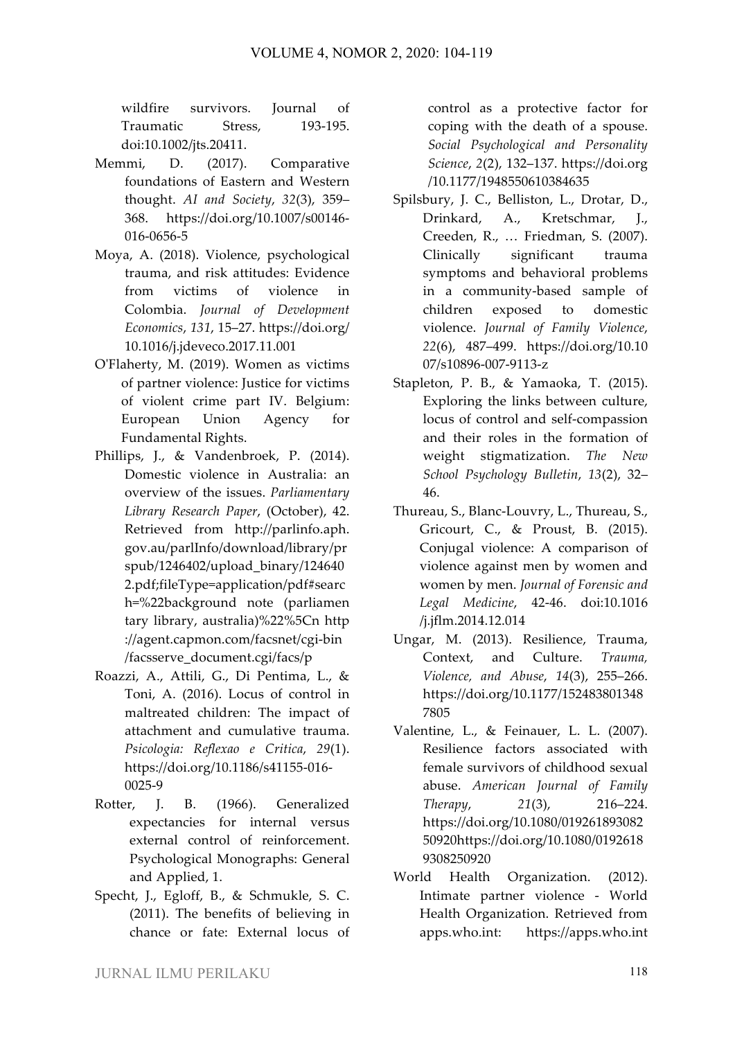wildfire survivors. Journal of Traumatic Stress, 193-195. doi:10.1002/jts.20411.

Memmi, D. (2017). Comparative foundations of Eastern and Western thought. *AI and Society*, *32*(3), 359–368. https://doi.org/10.1007/s00146-016-0656-5

Moya, A. (2018). Violence, psychological trauma, and risk attitudes: Evidence from victims of violence in Colombia. *Journal of Development Economics*, *131*, 15–27. https://doi.org/10.1016/j.jdeveco.2017.11.001

O'Flaherty, M. (2019). Women as victims of partner violence: Justice for victims of violent crime part IV. Belgium: European Union Agency for Fundamental Rights.

Phillips, J., & Vandenbroek, P. (2014). Domestic violence in Australia: an overview of the issues. *Parliamentary Library Research Paper*, (October), 42. Retrieved from http://parlinfo.aph.gov.au/parlInfo/download/library/prspub/1246402/upload_binary/1246402.pdf;fileType=application/pdf#search=%22background note (parliamentary library, australia)%22%5Cn http://agent.capmon.com/facsnet/cgi-bin/facsserve_document.cgi/facs/p

Roazzi, A., Attili, G., Di Pentima, L., & Toni, A. (2016). Locus of control in maltreated children: The impact of attachment and cumulative trauma. *Psicologia: Reflexao e Critica*, *29*(1). https://doi.org/10.1186/s41155-016-0025-9

Rotter, J. B. (1966). Generalized expectancies for internal versus external control of reinforcement. Psychological Monographs: General and Applied, 1.

Specht, J., Egloff, B., & Schmukle, S. C. (2011). The benefits of believing in chance or fate: External locus of control as a protective factor for coping with the death of a spouse. *Social Psychological and Personality Science*, *2*(2), 132–137. https://doi.org/10.1177/1948550610384635

Spilsbury, J. C., Belliston, L., Drotar, D., Drinkard, A., Kretschmar, J., Creeden, R., … Friedman, S. (2007). Clinically significant trauma symptoms and behavioral problems in a community-based sample of children exposed to domestic violence. *Journal of Family Violence*, *22*(6), 487–499. https://doi.org/10.1007/s10896-007-9113-z

Stapleton, P. B., & Yamaoka, T. (2015). Exploring the links between culture, locus of control and self-compassion and their roles in the formation of weight stigmatization. *The New School Psychology Bulletin*, *13*(2), 32–46.

Thureau, S., Blanc-Louvry, L., Thureau, S., Gricourt, C., & Proust, B. (2015). Conjugal violence: A comparison of violence against men by women and women by men. *Journal of Forensic and Legal Medicine*, 42-46. doi:10.1016/j.jflm.2014.12.014

Ungar, M. (2013). Resilience, Trauma, Context, and Culture. *Trauma, Violence, and Abuse*, *14*(3), 255–266. https://doi.org/10.1177/1524838013487805

Valentine, L., & Feinauer, L. L. (2007). Resilience factors associated with female survivors of childhood sexual abuse. *American Journal of Family Therapy*, *21*(3), 216–224. https://doi.org/10.1080/01926189308250920https://doi.org/10.1080/01926189308250920

World Health Organization. (2012). Intimate partner violence - World Health Organization. Retrieved from apps.who.int: https://apps.who.int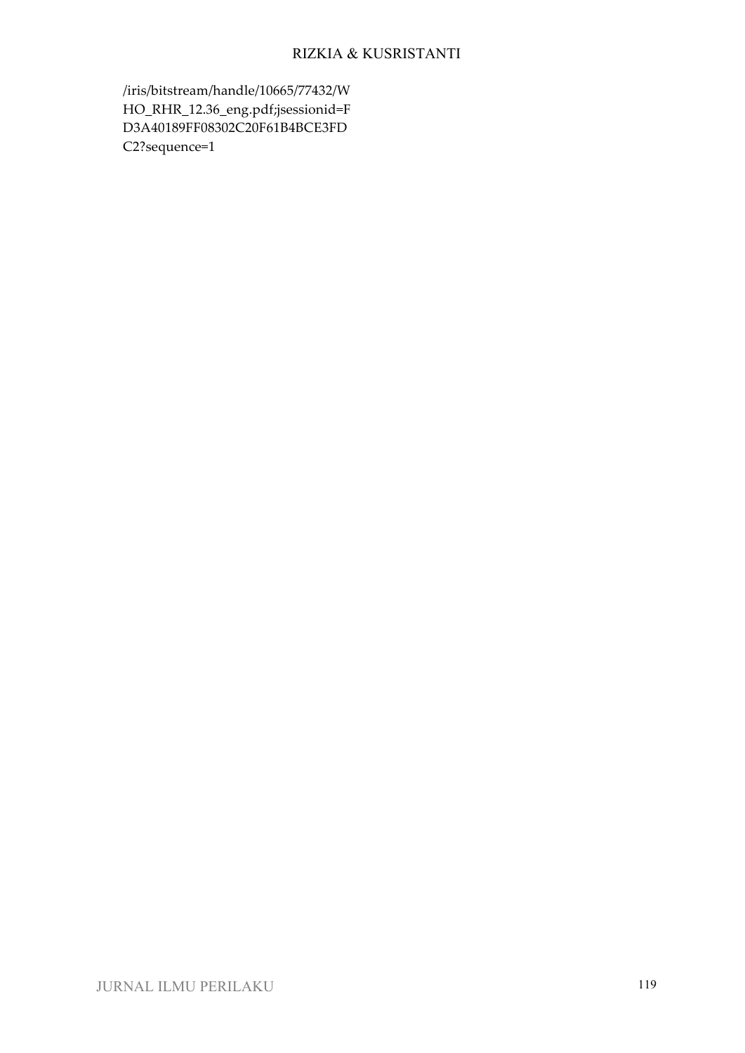/iris/bitstream/handle/10665/77432/WHO_RHR_12.36_eng.pdf;jsessionid=FD3A40189FF08302C20F61B4BCE3FDC2?sequence=1